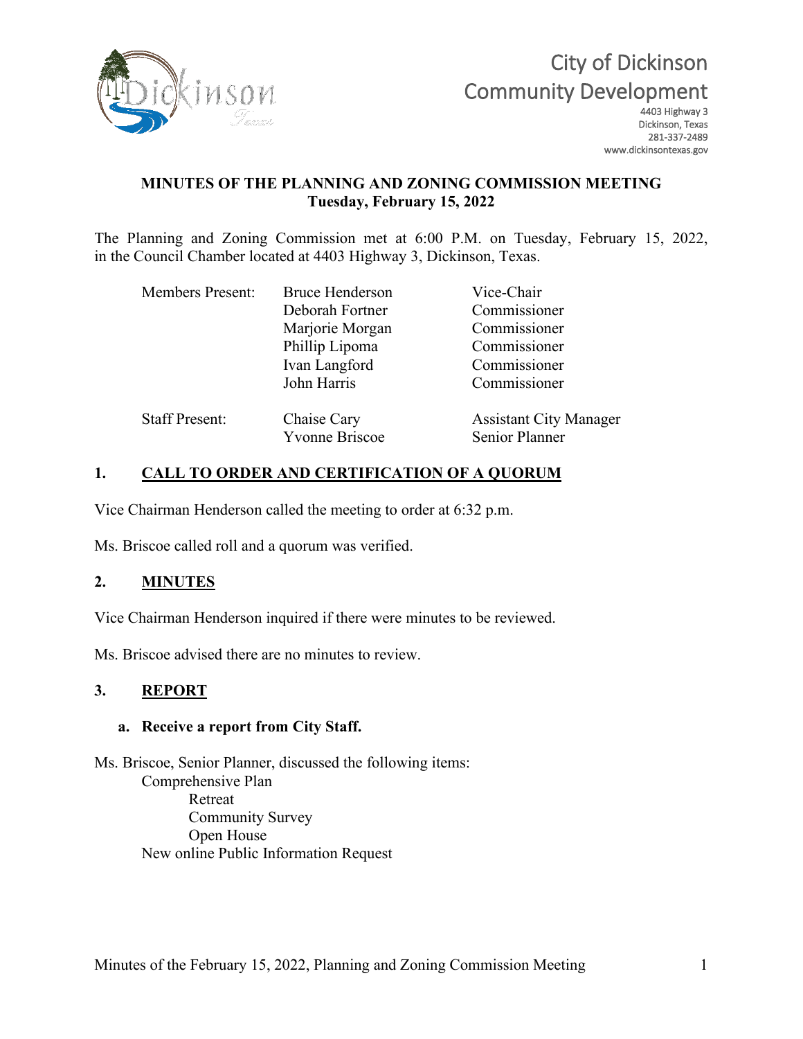# City of Dickinson
## Community Development

4403 Highway 3
Dickinson, Texas
281-337-2489
www.dickinsontexas.gov

**MINUTES OF THE PLANNING AND ZONING COMMISSION MEETING**
**Tuesday, February 15, 2022**

The Planning and Zoning Commission met at 6:00 P.M. on Tuesday, February 15, 2022, in the Council Chamber located at 4403 Highway 3, Dickinson, Texas.

| | | |
|---|---|---|
| Members Present: | Bruce Henderson | Vice-Chair |
| | Deborah Fortner | Commissioner |
| | Marjorie Morgan | Commissioner |
| | Phillip Lipoma | Commissioner |
| | Ivan Langford | Commissioner |
| | John Harris | Commissioner |
| Staff Present: | Chaise Cary | Assistant City Manager |
| | Yvonne Briscoe | Senior Planner |

## 1. CALL TO ORDER AND CERTIFICATION OF A QUORUM

Vice Chairman Henderson called the meeting to order at 6:32 p.m.

Ms. Briscoe called roll and a quorum was verified.

## 2. MINUTES

Vice Chairman Henderson inquired if there were minutes to be reviewed.

Ms. Briscoe advised there are no minutes to review.

## 3. REPORT

### a. Receive a report from City Staff.

Ms. Briscoe, Senior Planner, discussed the following items:

- Comprehensive Plan
  - Retreat
  - Community Survey
  - Open House
- New online Public Information Request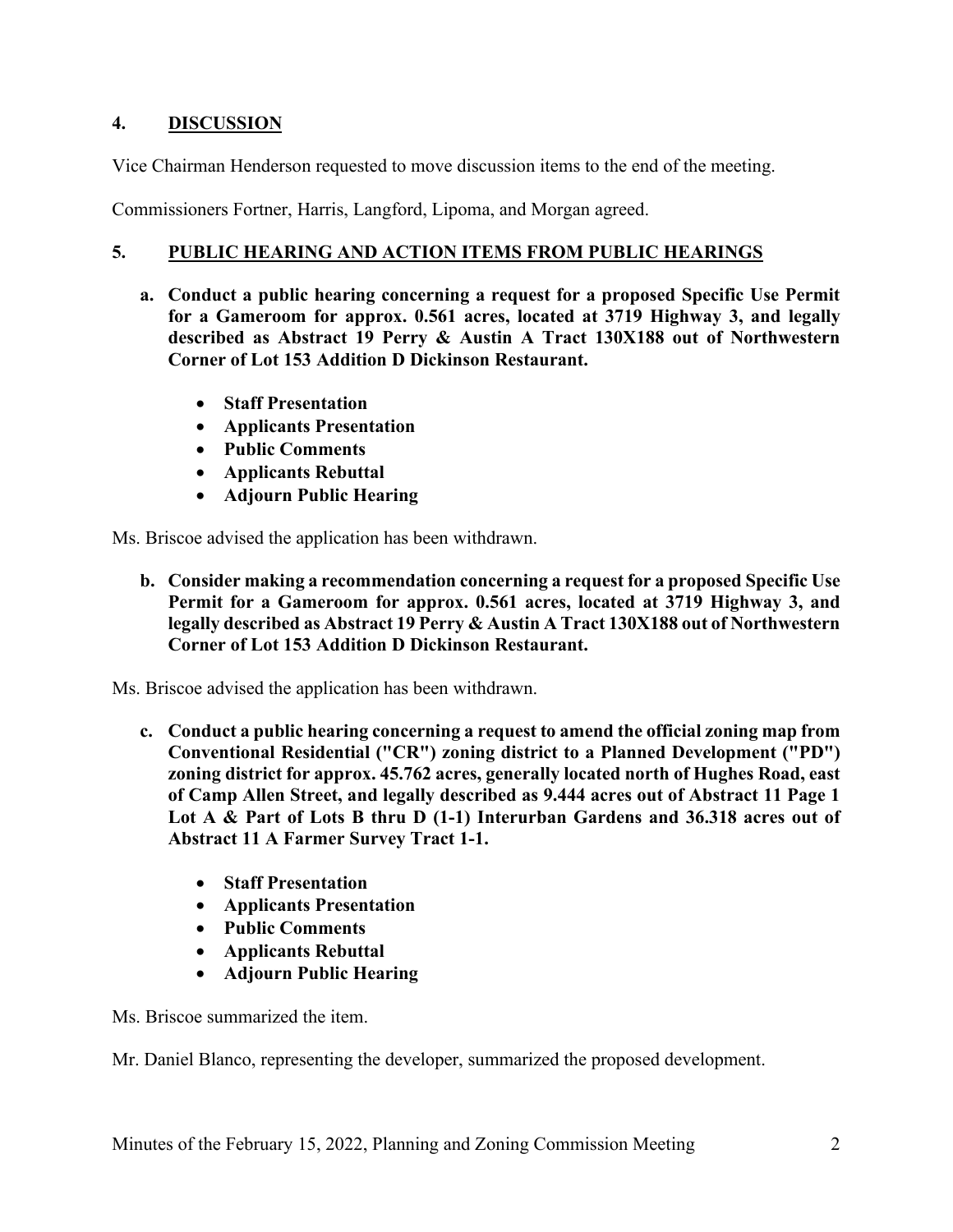## 4. DISCUSSION

Vice Chairman Henderson requested to move discussion items to the end of the meeting.

Commissioners Fortner, Harris, Langford, Lipoma, and Morgan agreed.

## 5. PUBLIC HEARING AND ACTION ITEMS FROM PUBLIC HEARINGS

**a. Conduct a public hearing concerning a request for a proposed Specific Use Permit for a Gameroom for approx. 0.561 acres, located at 3719 Highway 3, and legally described as Abstract 19 Perry & Austin A Tract 130X188 out of Northwestern Corner of Lot 153 Addition D Dickinson Restaurant.**

- **Staff Presentation**
- **Applicants Presentation**
- **Public Comments**
- **Applicants Rebuttal**
- **Adjourn Public Hearing**

Ms. Briscoe advised the application has been withdrawn.

**b. Consider making a recommendation concerning a request for a proposed Specific Use Permit for a Gameroom for approx. 0.561 acres, located at 3719 Highway 3, and legally described as Abstract 19 Perry & Austin A Tract 130X188 out of Northwestern Corner of Lot 153 Addition D Dickinson Restaurant.**

Ms. Briscoe advised the application has been withdrawn.

**c. Conduct a public hearing concerning a request to amend the official zoning map from Conventional Residential ("CR") zoning district to a Planned Development ("PD") zoning district for approx. 45.762 acres, generally located north of Hughes Road, east of Camp Allen Street, and legally described as 9.444 acres out of Abstract 11 Page 1 Lot A & Part of Lots B thru D (1-1) Interurban Gardens and 36.318 acres out of Abstract 11 A Farmer Survey Tract 1-1.**

- **Staff Presentation**
- **Applicants Presentation**
- **Public Comments**
- **Applicants Rebuttal**
- **Adjourn Public Hearing**

Ms. Briscoe summarized the item.

Mr. Daniel Blanco, representing the developer, summarized the proposed development.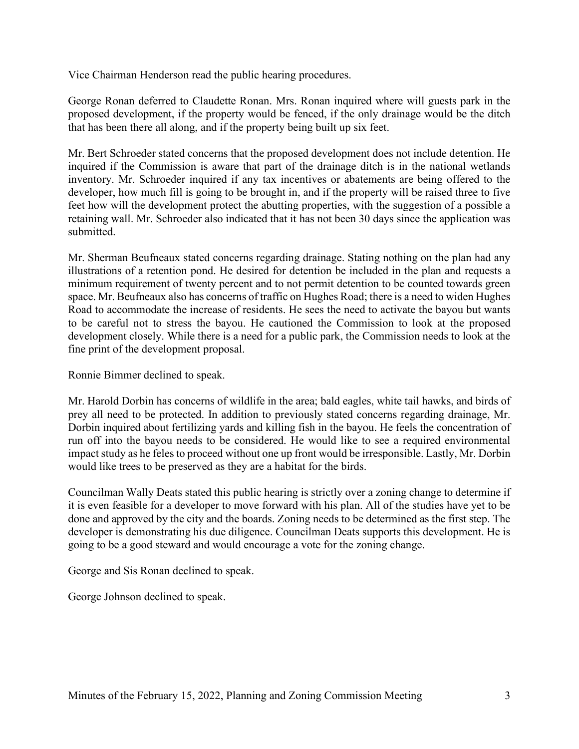Vice Chairman Henderson read the public hearing procedures.

George Ronan deferred to Claudette Ronan. Mrs. Ronan inquired where will guests park in the proposed development, if the property would be fenced, if the only drainage would be the ditch that has been there all along, and if the property being built up six feet.

Mr. Bert Schroeder stated concerns that the proposed development does not include detention. He inquired if the Commission is aware that part of the drainage ditch is in the national wetlands inventory. Mr. Schroeder inquired if any tax incentives or abatements are being offered to the developer, how much fill is going to be brought in, and if the property will be raised three to five feet how will the development protect the abutting properties, with the suggestion of a possible a retaining wall. Mr. Schroeder also indicated that it has not been 30 days since the application was submitted.

Mr. Sherman Beufneaux stated concerns regarding drainage. Stating nothing on the plan had any illustrations of a retention pond. He desired for detention be included in the plan and requests a minimum requirement of twenty percent and to not permit detention to be counted towards green space. Mr. Beufneaux also has concerns of traffic on Hughes Road; there is a need to widen Hughes Road to accommodate the increase of residents. He sees the need to activate the bayou but wants to be careful not to stress the bayou. He cautioned the Commission to look at the proposed development closely. While there is a need for a public park, the Commission needs to look at the fine print of the development proposal.

Ronnie Bimmer declined to speak.

Mr. Harold Dorbin has concerns of wildlife in the area; bald eagles, white tail hawks, and birds of prey all need to be protected. In addition to previously stated concerns regarding drainage, Mr. Dorbin inquired about fertilizing yards and killing fish in the bayou. He feels the concentration of run off into the bayou needs to be considered. He would like to see a required environmental impact study as he feles to proceed without one up front would be irresponsible. Lastly, Mr. Dorbin would like trees to be preserved as they are a habitat for the birds.

Councilman Wally Deats stated this public hearing is strictly over a zoning change to determine if it is even feasible for a developer to move forward with his plan. All of the studies have yet to be done and approved by the city and the boards. Zoning needs to be determined as the first step. The developer is demonstrating his due diligence. Councilman Deats supports this development. He is going to be a good steward and would encourage a vote for the zoning change.

George and Sis Ronan declined to speak.

George Johnson declined to speak.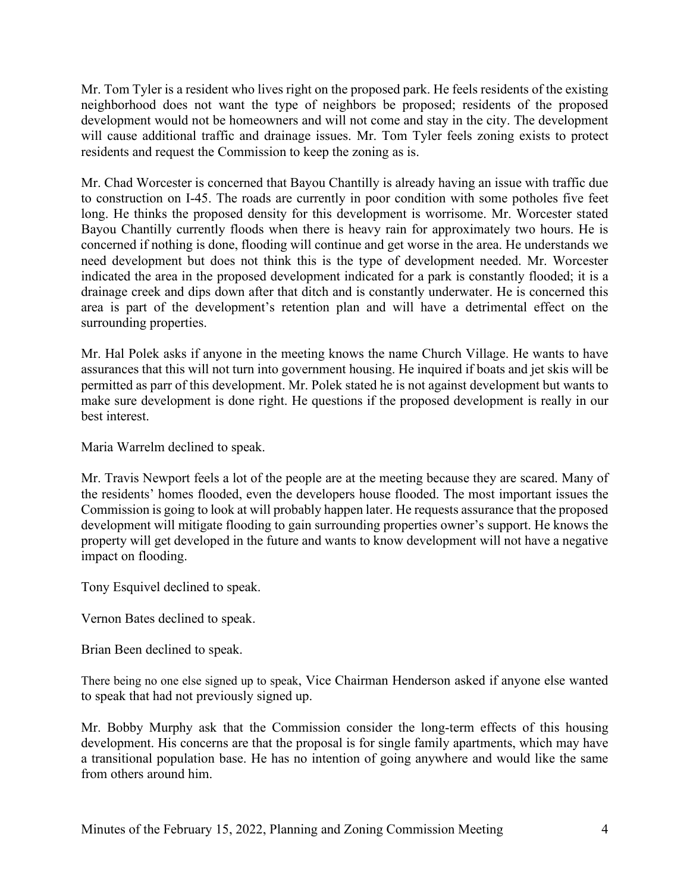Mr. Tom Tyler is a resident who lives right on the proposed park. He feels residents of the existing neighborhood does not want the type of neighbors be proposed; residents of the proposed development would not be homeowners and will not come and stay in the city. The development will cause additional traffic and drainage issues. Mr. Tom Tyler feels zoning exists to protect residents and request the Commission to keep the zoning as is.

Mr. Chad Worcester is concerned that Bayou Chantilly is already having an issue with traffic due to construction on I-45. The roads are currently in poor condition with some potholes five feet long. He thinks the proposed density for this development is worrisome. Mr. Worcester stated Bayou Chantilly currently floods when there is heavy rain for approximately two hours. He is concerned if nothing is done, flooding will continue and get worse in the area. He understands we need development but does not think this is the type of development needed. Mr. Worcester indicated the area in the proposed development indicated for a park is constantly flooded; it is a drainage creek and dips down after that ditch and is constantly underwater. He is concerned this area is part of the development's retention plan and will have a detrimental effect on the surrounding properties.

Mr. Hal Polek asks if anyone in the meeting knows the name Church Village. He wants to have assurances that this will not turn into government housing. He inquired if boats and jet skis will be permitted as parr of this development. Mr. Polek stated he is not against development but wants to make sure development is done right. He questions if the proposed development is really in our best interest.

Maria Warrelm declined to speak.

Mr. Travis Newport feels a lot of the people are at the meeting because they are scared. Many of the residents' homes flooded, even the developers house flooded. The most important issues the Commission is going to look at will probably happen later. He requests assurance that the proposed development will mitigate flooding to gain surrounding properties owner's support. He knows the property will get developed in the future and wants to know development will not have a negative impact on flooding.

Tony Esquivel declined to speak.

Vernon Bates declined to speak.

Brian Been declined to speak.

There being no one else signed up to speak, Vice Chairman Henderson asked if anyone else wanted to speak that had not previously signed up.

Mr. Bobby Murphy ask that the Commission consider the long-term effects of this housing development. His concerns are that the proposal is for single family apartments, which may have a transitional population base. He has no intention of going anywhere and would like the same from others around him.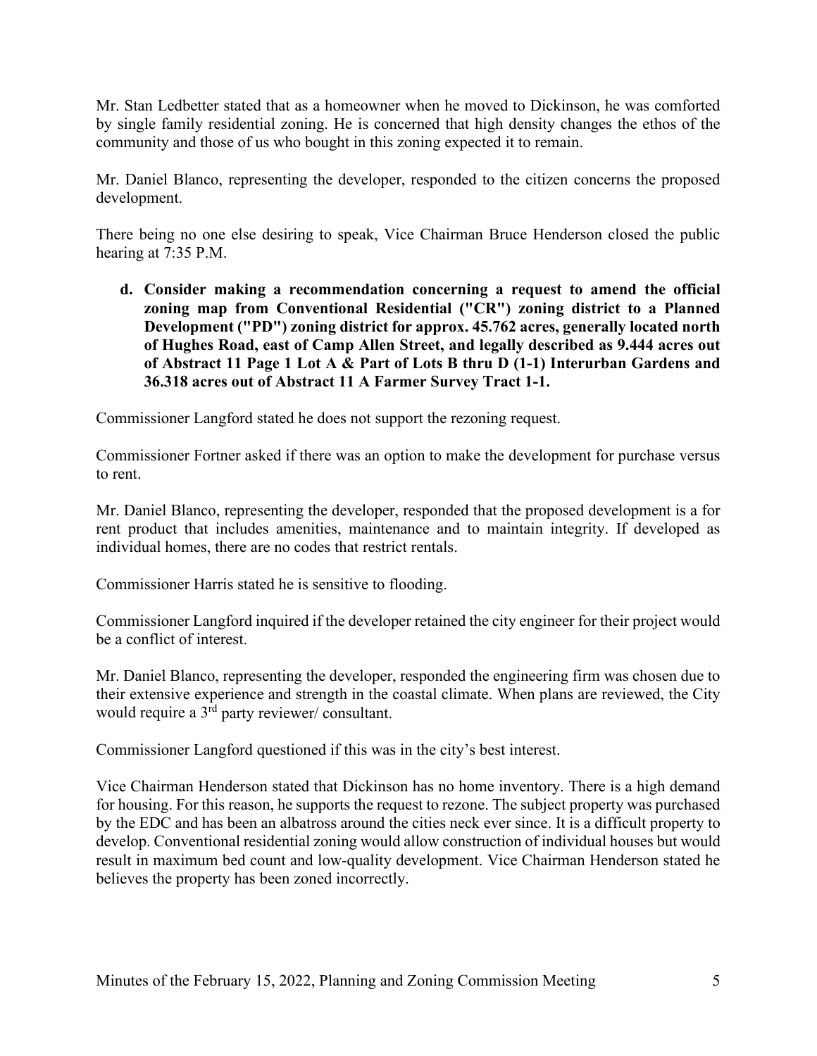Mr. Stan Ledbetter stated that as a homeowner when he moved to Dickinson, he was comforted by single family residential zoning. He is concerned that high density changes the ethos of the community and those of us who bought in this zoning expected it to remain.

Mr. Daniel Blanco, representing the developer, responded to the citizen concerns the proposed development.

There being no one else desiring to speak, Vice Chairman Bruce Henderson closed the public hearing at 7:35 P.M.

**d. Consider making a recommendation concerning a request to amend the official zoning map from Conventional Residential ("CR") zoning district to a Planned Development ("PD") zoning district for approx. 45.762 acres, generally located north of Hughes Road, east of Camp Allen Street, and legally described as 9.444 acres out of Abstract 11 Page 1 Lot A & Part of Lots B thru D (1-1) Interurban Gardens and 36.318 acres out of Abstract 11 A Farmer Survey Tract 1-1.**

Commissioner Langford stated he does not support the rezoning request.

Commissioner Fortner asked if there was an option to make the development for purchase versus to rent.

Mr. Daniel Blanco, representing the developer, responded that the proposed development is a for rent product that includes amenities, maintenance and to maintain integrity. If developed as individual homes, there are no codes that restrict rentals.

Commissioner Harris stated he is sensitive to flooding.

Commissioner Langford inquired if the developer retained the city engineer for their project would be a conflict of interest.

Mr. Daniel Blanco, representing the developer, responded the engineering firm was chosen due to their extensive experience and strength in the coastal climate. When plans are reviewed, the City would require a 3rd party reviewer/ consultant.

Commissioner Langford questioned if this was in the city's best interest.

Vice Chairman Henderson stated that Dickinson has no home inventory. There is a high demand for housing. For this reason, he supports the request to rezone. The subject property was purchased by the EDC and has been an albatross around the cities neck ever since. It is a difficult property to develop. Conventional residential zoning would allow construction of individual houses but would result in maximum bed count and low-quality development. Vice Chairman Henderson stated he believes the property has been zoned incorrectly.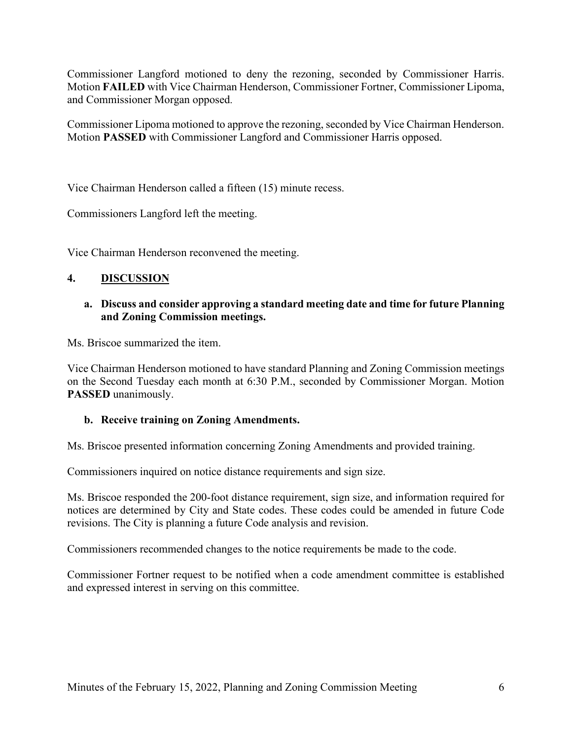Commissioner Langford motioned to deny the rezoning, seconded by Commissioner Harris. Motion **FAILED** with Vice Chairman Henderson, Commissioner Fortner, Commissioner Lipoma, and Commissioner Morgan opposed.

Commissioner Lipoma motioned to approve the rezoning, seconded by Vice Chairman Henderson. Motion **PASSED** with Commissioner Langford and Commissioner Harris opposed.

Vice Chairman Henderson called a fifteen (15) minute recess.

Commissioners Langford left the meeting.

Vice Chairman Henderson reconvened the meeting.

## 4. DISCUSSION

**a. Discuss and consider approving a standard meeting date and time for future Planning and Zoning Commission meetings.**

Ms. Briscoe summarized the item.

Vice Chairman Henderson motioned to have standard Planning and Zoning Commission meetings on the Second Tuesday each month at 6:30 P.M., seconded by Commissioner Morgan. Motion **PASSED** unanimously.

**b. Receive training on Zoning Amendments.**

Ms. Briscoe presented information concerning Zoning Amendments and provided training.

Commissioners inquired on notice distance requirements and sign size.

Ms. Briscoe responded the 200-foot distance requirement, sign size, and information required for notices are determined by City and State codes. These codes could be amended in future Code revisions. The City is planning a future Code analysis and revision.

Commissioners recommended changes to the notice requirements be made to the code.

Commissioner Fortner request to be notified when a code amendment committee is established and expressed interest in serving on this committee.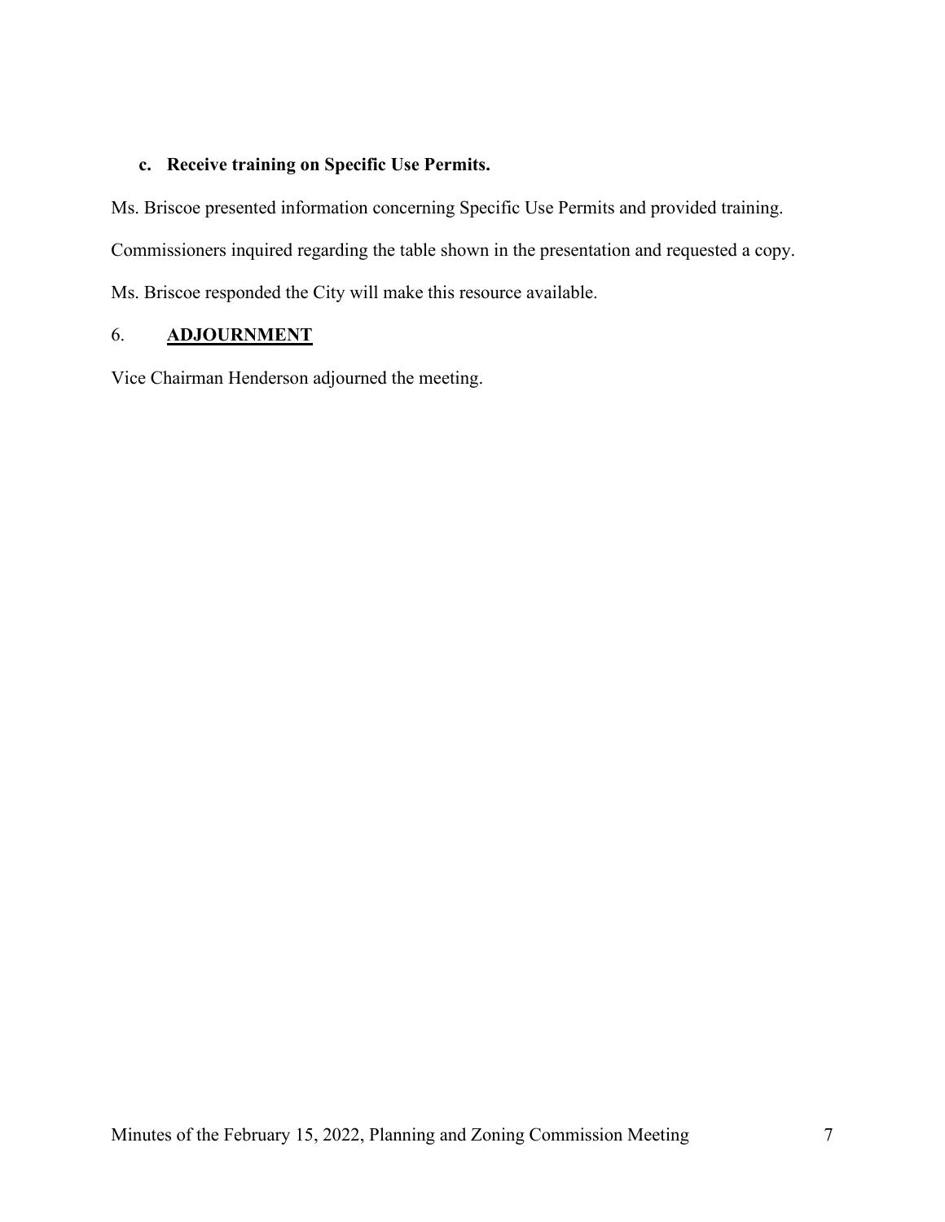**c. Receive training on Specific Use Permits.**

Ms. Briscoe presented information concerning Specific Use Permits and provided training.

Commissioners inquired regarding the table shown in the presentation and requested a copy.

Ms. Briscoe responded the City will make this resource available.

## 6. ADJOURNMENT

Vice Chairman Henderson adjourned the meeting.